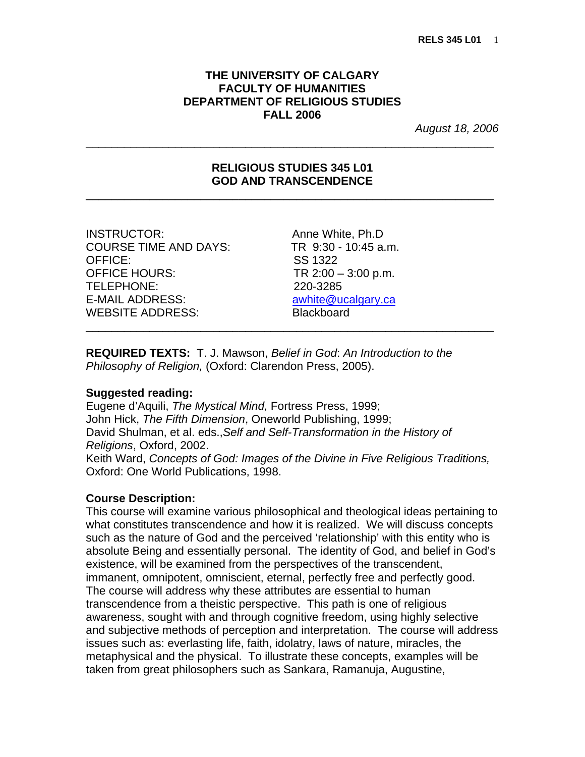# THE UNIVERSITY OF CALGARY
## FACULTY OF HUMANITIES
## DEPARTMENT OF RELIGIOUS STUDIES
## FALL 2006

*August 18, 2006*

---

## RELIGIOUS STUDIES 345 L01
## GOD AND TRANSCENDENCE

---

| | |
|---|---|
| INSTRUCTOR: | Anne White, Ph.D |
| COURSE TIME AND DAYS: | TR 9:30 - 10:45 a.m. |
| OFFICE: | SS 1322 |
| OFFICE HOURS: | TR 2:00 – 3:00 p.m. |
| TELEPHONE: | 220-3285 |
| E-MAIL ADDRESS: | awhite@ucalgary.ca |
| WEBSITE ADDRESS: | Blackboard |

---

**REQUIRED TEXTS:** T. J. Mawson, *Belief in God*: *An Introduction to the Philosophy of Religion,* (Oxford: Clarendon Press, 2005).

**Suggested reading:**

Eugene d'Aquili, *The Mystical Mind,* Fortress Press, 1999;
John Hick, *The Fifth Dimension*, Oneworld Publishing, 1999;
David Shulman, et al. eds.,*Self and Self-Transformation in the History of Religions*, Oxford, 2002.
Keith Ward, *Concepts of God: Images of the Divine in Five Religious Traditions,* Oxford: One World Publications, 1998.

**Course Description:**

This course will examine various philosophical and theological ideas pertaining to what constitutes transcendence and how it is realized. We will discuss concepts such as the nature of God and the perceived 'relationship' with this entity who is absolute Being and essentially personal. The identity of God, and belief in God's existence, will be examined from the perspectives of the transcendent, immanent, omnipotent, omniscient, eternal, perfectly free and perfectly good. The course will address why these attributes are essential to human transcendence from a theistic perspective. This path is one of religious awareness, sought with and through cognitive freedom, using highly selective and subjective methods of perception and interpretation. The course will address issues such as: everlasting life, faith, idolatry, laws of nature, miracles, the metaphysical and the physical. To illustrate these concepts, examples will be taken from great philosophers such as Sankara, Ramanuja, Augustine,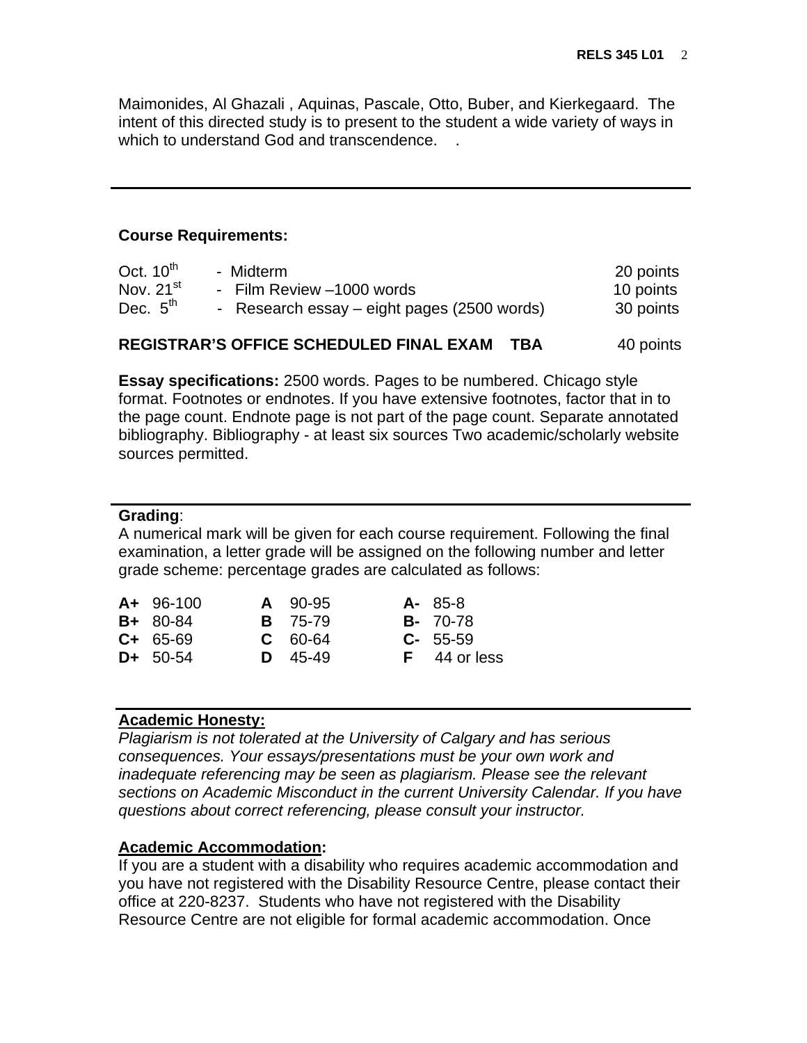Maimonides, Al Ghazali , Aquinas, Pascale, Otto, Buber, and Kierkegaard. The intent of this directed study is to present to the student a wide variety of ways in which to understand God and transcendence. .

---

**Course Requirements:**

| | | |
|---|---|---|
| Oct. 10th | - Midterm | 20 points |
| Nov. 21st | - Film Review –1000 words | 10 points |
| Dec. 5th | - Research essay – eight pages (2500 words) | 30 points |

**REGISTRAR'S OFFICE SCHEDULED FINAL EXAM TBA** 40 points

**Essay specifications:** 2500 words. Pages to be numbered. Chicago style format. Footnotes or endnotes. If you have extensive footnotes, factor that in to the page count. Endnote page is not part of the page count. Separate annotated bibliography. Bibliography - at least six sources Two academic/scholarly website sources permitted.

---

**Grading**:

A numerical mark will be given for each course requirement. Following the final examination, a letter grade will be assigned on the following number and letter grade scheme: percentage grades are calculated as follows:

| | | | | | |
|---|---|---|---|---|---|
| **A+** | 96-100 | **A** | 90-95 | **A-** | 85-8 |
| **B+** | 80-84 | **B** | 75-79 | **B-** | 70-78 |
| **C+** | 65-69 | **C** | 60-64 | **C-** | 55-59 |
| **D+** | 50-54 | **D** | 45-49 | **F** | 44 or less |

---

**Academic Honesty:**

*Plagiarism is not tolerated at the University of Calgary and has serious consequences. Your essays/presentations must be your own work and inadequate referencing may be seen as plagiarism. Please see the relevant sections on Academic Misconduct in the current University Calendar. If you have questions about correct referencing, please consult your instructor.*

**Academic Accommodation:**

If you are a student with a disability who requires academic accommodation and you have not registered with the Disability Resource Centre, please contact their office at 220-8237. Students who have not registered with the Disability Resource Centre are not eligible for formal academic accommodation. Once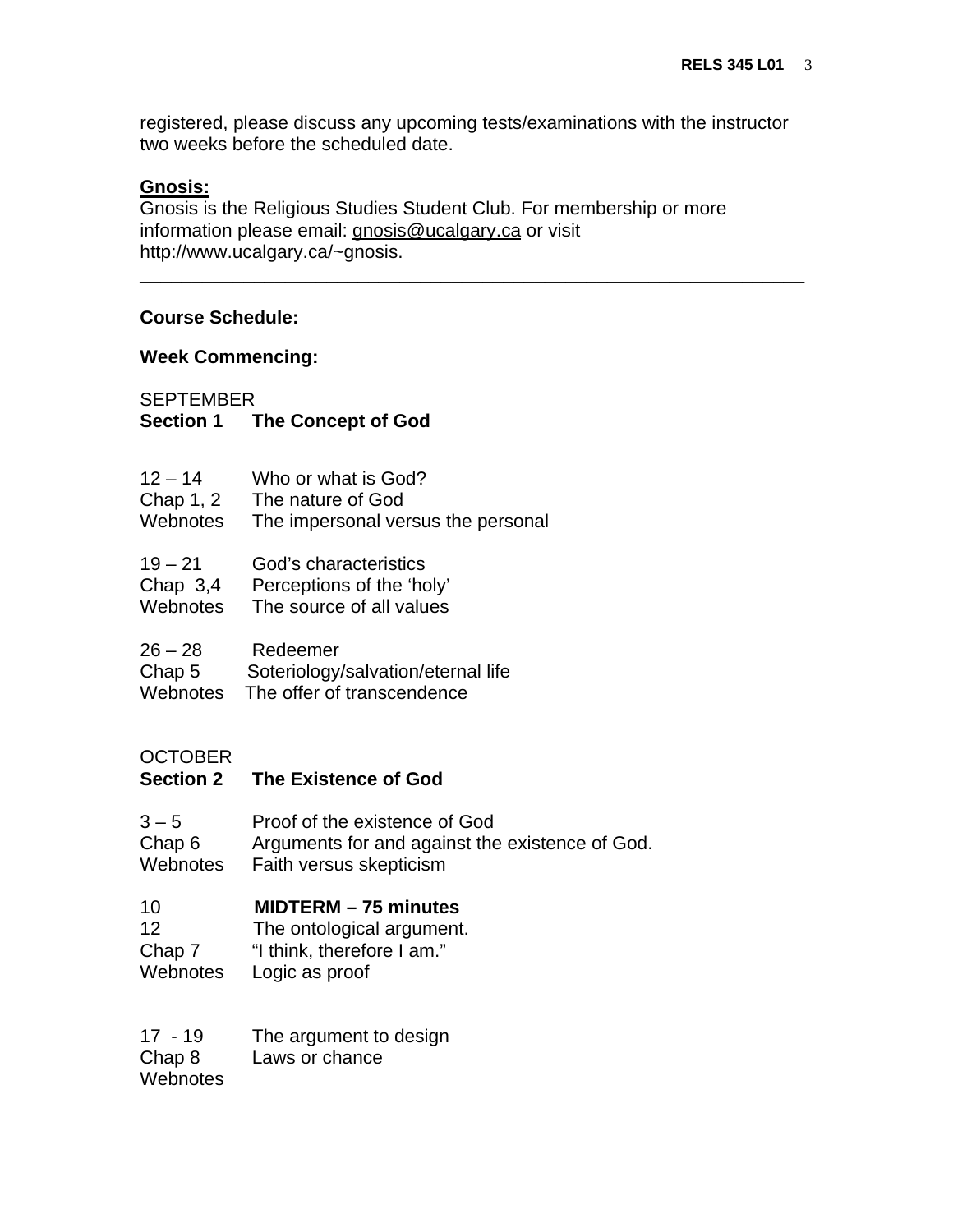registered, please discuss any upcoming tests/examinations with the instructor two weeks before the scheduled date.

**Gnosis:**

Gnosis is the Religious Studies Student Club. For membership or more information please email: gnosis@ucalgary.ca or visit http://www.ucalgary.ca/~gnosis.

---

**Course Schedule:**

**Week Commencing:**

SEPTEMBER

**Section 1 The Concept of God**

12 – 14 Who or what is God?
Chap 1, 2 The nature of God
Webnotes The impersonal versus the personal

19 – 21 God's characteristics
Chap 3,4 Perceptions of the 'holy'
Webnotes The source of all values

26 – 28 Redeemer
Chap 5 Soteriology/salvation/eternal life
Webnotes The offer of transcendence

OCTOBER

**Section 2 The Existence of God**

3 – 5 Proof of the existence of God
Chap 6 Arguments for and against the existence of God.
Webnotes Faith versus skepticism

10 **MIDTERM – 75 minutes**
12 The ontological argument.
Chap 7 "I think, therefore I am."
Webnotes Logic as proof

17 - 19 The argument to design
Chap 8 Laws or chance
Webnotes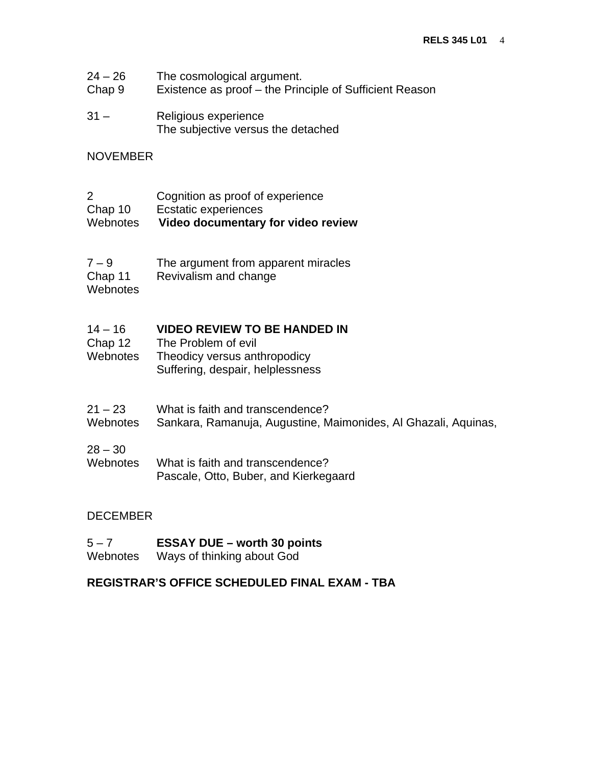24 – 26 The cosmological argument.
Chap 9 Existence as proof – the Principle of Sufficient Reason

31 – Religious experience
The subjective versus the detached

NOVEMBER

2 Cognition as proof of experience
Chap 10 Ecstatic experiences
Webnotes **Video documentary for video review**

7 – 9 The argument from apparent miracles
Chap 11 Revivalism and change
Webnotes

14 – 16 **VIDEO REVIEW TO BE HANDED IN**
Chap 12 The Problem of evil
Webnotes Theodicy versus anthropodicy
Suffering, despair, helplessness

21 – 23 What is faith and transcendence?
Webnotes Sankara, Ramanuja, Augustine, Maimonides, Al Ghazali, Aquinas,

28 – 30
Webnotes What is faith and transcendence?
Pascale, Otto, Buber, and Kierkegaard

DECEMBER

5 – 7 **ESSAY DUE – worth 30 points**
Webnotes Ways of thinking about God

**REGISTRAR'S OFFICE SCHEDULED FINAL EXAM - TBA**